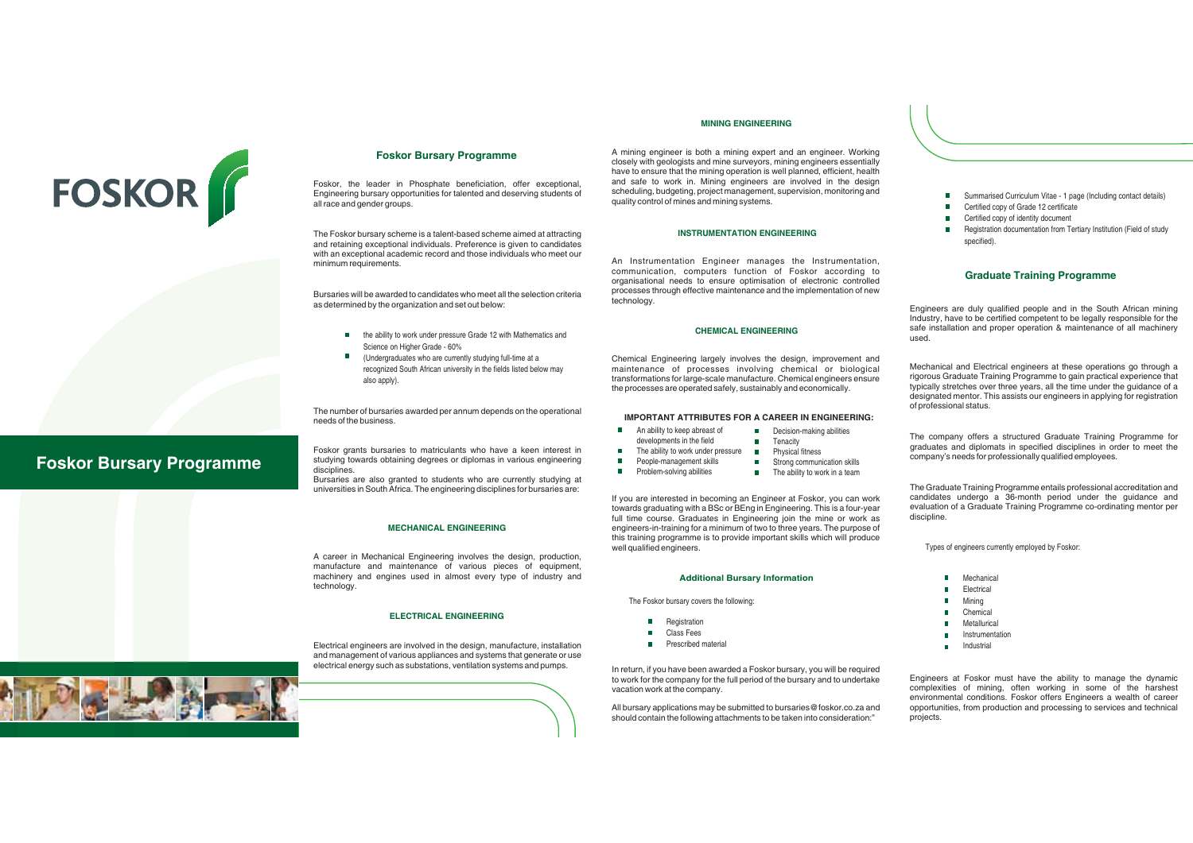# FOSKOR

## Foskor Bursary Programme

## Foskor Bursary Programme

Foskor, the leader in Phosphate beneficiation, offer exceptional, Engineering bursary opportunities for talented and deserving students of all race and gender groups.

The Foskor bursary scheme is a talent-based scheme aimed at attracting and retaining exceptional individuals. Preference is given to candidates with an exceptional academic record and those individuals who meet our minimum requirements.

Bursaries will be awarded to candidates who meet all the selection criteria as determined by the organization and set out below:

- the ability to work under pressure Grade 12 with Mathematics and Science on Higher Grade - 60%
- (Undergraduates who are currently studying full-time at a recognized South African university in the fields listed below may also apply).

The number of bursaries awarded per annum depends on the operational needs of the business.

Foskor grants bursaries to matriculants who have a keen interest in studying towards obtaining degrees or diplomas in various engineering disciplines.
Bursaries are also granted to students who are currently studying at universities in South Africa. The engineering disciplines for bursaries are:

### MECHANICAL ENGINEERING

A career in Mechanical Engineering involves the design, production, manufacture and maintenance of various pieces of equipment, machinery and engines used in almost every type of industry and technology.

### ELECTRICAL ENGINEERING

Electrical engineers are involved in the design, manufacture, installation and management of various appliances and systems that generate or use electrical energy such as substations, ventilation systems and pumps.

### MINING ENGINEERING

A mining engineer is both a mining expert and an engineer. Working closely with geologists and mine surveyors, mining engineers essentially have to ensure that the mining operation is well planned, efficient, health and safe to work in. Mining engineers are involved in the design scheduling, budgeting, project management, supervision, monitoring and quality control of mines and mining systems.

### INSTRUMENTATION ENGINEERING

An Instrumentation Engineer manages the Instrumentation, communication, computers function of Foskor according to organisational needs to ensure optimisation of electronic controlled processes through effective maintenance and the implementation of new technology.

### CHEMICAL ENGINEERING

Chemical Engineering largely involves the design, improvement and maintenance of processes involving chemical or biological transformations for large-scale manufacture. Chemical engineers ensure the processes are operated safely, sustainably and economically.

### IMPORTANT ATTRIBUTES FOR A CAREER IN ENGINEERING:

- An ability to keep abreast of developments in the field
- The ability to work under pressure
- People-management skills
- Problem-solving abilities
- Decision-making abilities
- Tenacity
- Physical fitness
- Strong communication skills
- The ability to work in a team

If you are interested in becoming an Engineer at Foskor, you can work towards graduating with a BSc or BEng in Engineering. This is a four-year full time course. Graduates in Engineering join the mine or work as engineers-in-training for a minimum of two to three years. The purpose of this training programme is to provide important skills which will produce well qualified engineers.

### Additional Bursary Information

The Foskor bursary covers the following:

- Registration
- Class Fees
- Prescribed material

In return, if you have been awarded a Foskor bursary, you will be required to work for the company for the full period of the bursary and to undertake vacation work at the company.

All bursary applications may be submitted to bursaries@foskor.co.za and should contain the following attachments to be taken into consideration:"

- Summarised Curriculum Vitae - 1 page (Including contact details)
- Certified copy of Grade 12 certificate
- Certified copy of identity document
- Registration documentation from Tertiary Institution (Field of study specified).

## Graduate Training Programme

Engineers are duly qualified people and in the South African mining Industry, have to be certified competent to be legally responsible for the safe installation and proper operation & maintenance of all machinery used.

Mechanical and Electrical engineers at these operations go through a rigorous Graduate Training Programme to gain practical experience that typically stretches over three years, all the time under the guidance of a designated mentor. This assists our engineers in applying for registration of professional status.

The company offers a structured Graduate Training Programme for graduates and diplomats in specified disciplines in order to meet the company's needs for professionally qualified employees.

The Graduate Training Programme entails professional accreditation and candidates undergo a 36-month period under the guidance and evaluation of a Graduate Training Programme co-ordinating mentor per discipline.

Types of engineers currently employed by Foskor:

- Mechanical
- Electrical
- Mining
- Chemical
- Metallurical
- Instrumentation
- Industrial

Engineers at Foskor must have the ability to manage the dynamic complexities of mining, often working in some of the harshest environmental conditions. Foskor offers Engineers a wealth of career opportunities, from production and processing to services and technical projects.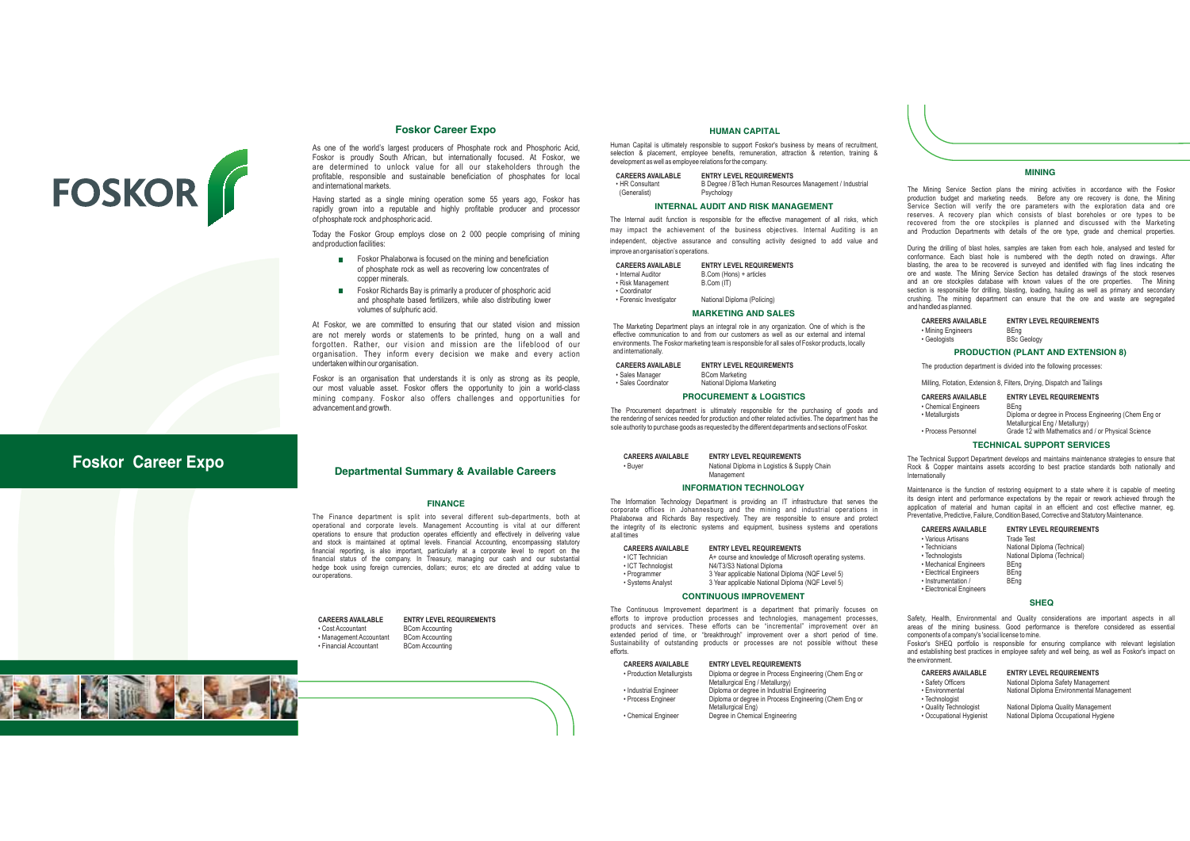# Foskor Career Expo

FOSKOR

## Foskor Career Expo

As one of the world's largest producers of Phosphate rock and Phosphoric Acid, Foskor is proudly South African, but internationally focused. At Foskor, we are determined to unlock value for all our stakeholders through the profitable, responsible and sustainable beneficiation of phosphates for local and international markets.

Having started as a single mining operation some 55 years ago, Foskor has rapidly grown into a reputable and highly profitable producer and processor of phosphate rock and phosphoric acid.

Today the Foskor Group employs close on 2 000 people comprising of mining and production facilities:

- Foskor Phalaborwa is focused on the mining and beneficiation of phosphate rock as well as recovering low concentrates of copper minerals.
- Foskor Richards Bay is primarily a producer of phosphoric acid and phosphate based fertilizers, while also distributing lower volumes of sulphuric acid.

At Foskor, we are committed to ensuring that our stated vision and mission are not merely words or statements to be printed, hung on a wall and forgotten. Rather, our vision and mission are the lifeblood of our organisation. They inform every decision we make and every action undertaken within our organisation.

Foskor is an organisation that understands it is only as strong as its people, our most valuable asset. Foskor offers the opportunity to join a world-class mining company. Foskor also offers challenges and opportunities for advancement and growth.

## Departmental Summary & Available Careers

### FINANCE

The Finance department is split into several different sub-departments, both at operational and corporate levels. Management Accounting is vital at our different operations to ensure that production operates efficiently and effectively in delivering value and stock is maintained at optimal levels. Financial Accounting, encompassing statutory financial reporting, is also important, particularly at a corporate level to report on the financial status of the company. In Treasury, managing our cash and our substantial hedge book using foreign currencies, dollars; euros; etc are directed at adding value to our operations.

| CAREERS AVAILABLE | ENTRY LEVEL REQUIREMENTS |
|---|---|
| • Cost Accountant | BCom Accounting |
| • Management Accountant | BCom Accounting |
| • Financial Accountant | BCom Accounting |

### HUMAN CAPITAL

Human Capital is ultimately responsible to support Foskor's business by means of recruitment, selection & placement, employee benefits, remuneration, attraction & retention, training & development as well as employee relations for the company.

| CAREERS AVAILABLE | ENTRY LEVEL REQUIREMENTS |
|---|---|
| • HR Consultant (Generalist) | B Degree / BTech Human Resources Management / Industrial Psychology |

### INTERNAL AUDIT AND RISK MANAGEMENT

The Internal audit function is responsible for the effective management of all risks, which may impact the achievement of the business objectives. Internal Auditing is an independent, objective assurance and consulting activity designed to add value and improve an organisation's operations.

| CAREERS AVAILABLE | ENTRY LEVEL REQUIREMENTS |
|---|---|
| • Internal Auditor | B.Com (Hons) + articles |
| • Risk Management • Coordinator | B.Com (IT) |
| • Forensic Investigator | National Diploma (Policing) |

### MARKETING AND SALES

The Marketing Department plays an integral role in any organization. One of which is the effective communication to and from our customers as well as our external and internal environments. The Foskor marketing team is responsible for all sales of Foskor products, locally and internationally.

| CAREERS AVAILABLE | ENTRY LEVEL REQUIREMENTS |
|---|---|
| • Sales Manager | BCom Marketing |
| • Sales Coordinator | National Diploma Marketing |

### PROCUREMENT & LOGISTICS

The Procurement department is ultimately responsible for the purchasing of goods and the rendering of services needed for production and other related activities. The department has the sole authority to purchase goods as requested by the different departments and sections of Foskor.

| CAREERS AVAILABLE | ENTRY LEVEL REQUIREMENTS |
|---|---|
| • Buyer | National Diploma in Logistics & Supply Chain Management |

### INFORMATION TECHNOLOGY

The Information Technology Department is providing an IT infrastructure that serves the corporate offices in Johannesburg and the mining and industrial operations in Phalaborwa and Richards Bay respectively. They are responsible to ensure and protect the integrity of its electronic systems and equipment, business systems and operations at all times

| CAREERS AVAILABLE | ENTRY LEVEL REQUIREMENTS |
|---|---|
| • ICT Technician | A+ course and knowledge of Microsoft operating systems. |
| • ICT Technologist | N4/T3/S3 National Diploma |
| • Programmer | 3 Year applicable National Diploma (NQF Level 5) |
| • Systems Analyst | 3 Year applicable National Diploma (NQF Level 5) |

### CONTINUOUS IMPROVEMENT

The Continuous Improvement department is a department that primarily focuses on efforts to improve production processes and technologies, management processes, products and services. These efforts can be "incremental" improvement over an extended period of time, or "breakthrough" improvement over a short period of time. Sustainability of outstanding products or processes are not possible without these efforts.

| CAREERS AVAILABLE | ENTRY LEVEL REQUIREMENTS |
|---|---|
| • Production Metallurgists | Diploma or degree in Process Engineering (Chem Eng or Metallurgical Eng / Metallurgy) |
| • Industrial Engineer | Diploma or degree in Industrial Engineering |
| • Process Engineer | Diploma or degree in Process Engineering (Chem Eng or Metallurgical Eng) |
| • Chemical Engineer | Degree in Chemical Engineering |

### MINING

The Mining Service Section plans the mining activities in accordance with the Foskor production budget and marketing needs. Before any ore recovery is done, the Mining Service Section will verify the ore parameters with the exploration data and ore reserves. A recovery plan which consists of blast boreholes or ore types to be recovered from the ore stockpiles is planned and discussed with the Marketing and Production Departments with details of the ore type, grade and chemical properties.

During the drilling of blast holes, samples are taken from each hole, analysed and tested for conformance. Each blast hole is numbered with the depth noted on drawings. After blasting, the area to be recovered is surveyed and identified with flag lines indicating the ore and waste. The Mining Service Section has detailed drawings of the stock reserves and an ore stockpiles database with known values of the ore properties. The Mining section is responsible for drilling, blasting, loading, hauling as well as primary and secondary crushing. The mining department can ensure that the ore and waste are segregated and handled as planned.

| CAREERS AVAILABLE | ENTRY LEVEL REQUIREMENTS |
|---|---|
| • Mining Engineers | BEng |
| • Geologists | BSc Geology |

### PRODUCTION (PLANT AND EXTENSION 8)

The production department is divided into the following processes:

Milling, Flotation, Extension 8, Filters, Drying, Dispatch and Tailings

| CAREERS AVAILABLE | ENTRY LEVEL REQUIREMENTS |
|---|---|
| • Chemical Engineers | BEng |
| • Metallurgists | Diploma or degree in Process Engineering (Chem Eng or Metallurgical Eng / Metallurgy) |
| • Process Personnel | Grade 12 with Mathematics and / or Physical Science |

### TECHNICAL SUPPORT SERVICES

The Technical Support Department develops and maintains maintenance strategies to ensure that Rock & Copper maintains assets according to best practice standards both nationally and Internationally

Maintenance is the function of restoring equipment to a state where it is capable of meeting its design intent and performance expectations by the repair or rework achieved through the application of material and human capital in an efficient and cost effective manner, eg. Preventative, Predictive, Failure, Condition Based, Corrective and Statutory Maintenance.

| CAREERS AVAILABLE | ENTRY LEVEL REQUIREMENTS |
|---|---|
| • Various Artisans | Trade Test |
| • Technicians | National Diploma (Technical) |
| • Technologists | National Diploma (Technical) |
| • Mechanical Engineers | BEng |
| • Electrical Engineers | BEng |
| • Instrumentation / • Electronical Engineers | BEng |

### SHEQ

Safety, Health, Environmental and Quality considerations are important aspects in all areas of the mining business. Good performance is therefore considered as essential components of a company's 'social license to mine.

Foskor's SHEQ portfolio is responsible for ensuring compliance with relevant legislation and establishing best practices in employee safety and well being, as well as Foskor's impact on the environment.

| CAREERS AVAILABLE | ENTRY LEVEL REQUIREMENTS |
|---|---|
| • Safety Officers | National Diploma Safety Management |
| • Environmental • Technologist | National Diploma Environmental Management |
| • Quality Technologist | National Diploma Quality Management |
| • Occupational Hygienist | National Diploma Occupational Hygiene |